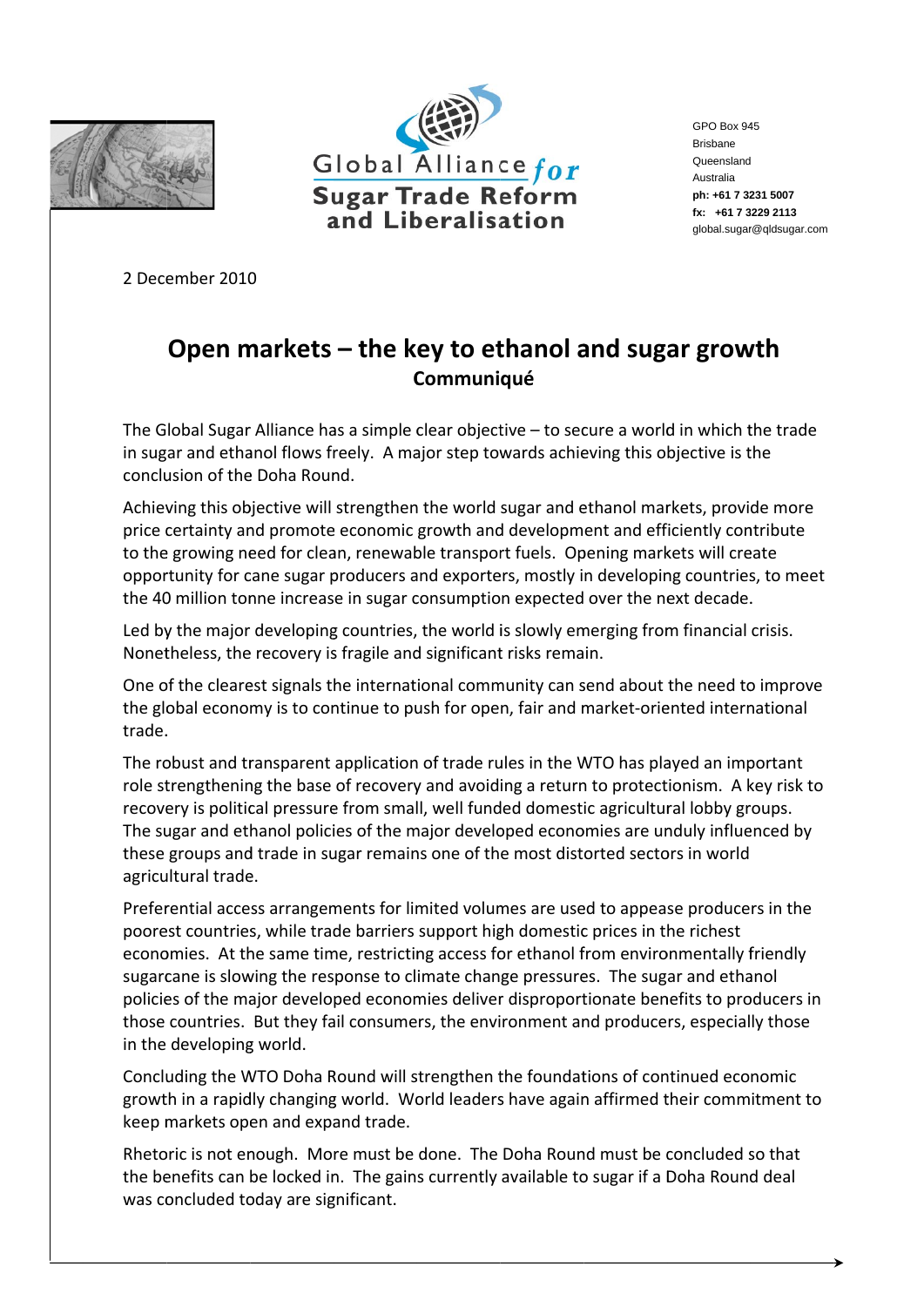Global Alliance for Sugar Trade Reform and Liberalisation

GPO Box 945
Brisbane
Queensland
Australia
**ph: +61 7 3231 5007**
**fx: +61 7 3229 2113**
global.sugar@qldsugar.com

2 December 2010

# Open markets – the key to ethanol and sugar growth

## Communiqué

The Global Sugar Alliance has a simple clear objective – to secure a world in which the trade in sugar and ethanol flows freely. A major step towards achieving this objective is the conclusion of the Doha Round.

Achieving this objective will strengthen the world sugar and ethanol markets, provide more price certainty and promote economic growth and development and efficiently contribute to the growing need for clean, renewable transport fuels. Opening markets will create opportunity for cane sugar producers and exporters, mostly in developing countries, to meet the 40 million tonne increase in sugar consumption expected over the next decade.

Led by the major developing countries, the world is slowly emerging from financial crisis. Nonetheless, the recovery is fragile and significant risks remain.

One of the clearest signals the international community can send about the need to improve the global economy is to continue to push for open, fair and market-oriented international trade.

The robust and transparent application of trade rules in the WTO has played an important role strengthening the base of recovery and avoiding a return to protectionism. A key risk to recovery is political pressure from small, well funded domestic agricultural lobby groups. The sugar and ethanol policies of the major developed economies are unduly influenced by these groups and trade in sugar remains one of the most distorted sectors in world agricultural trade.

Preferential access arrangements for limited volumes are used to appease producers in the poorest countries, while trade barriers support high domestic prices in the richest economies. At the same time, restricting access for ethanol from environmentally friendly sugarcane is slowing the response to climate change pressures. The sugar and ethanol policies of the major developed economies deliver disproportionate benefits to producers in those countries. But they fail consumers, the environment and producers, especially those in the developing world.

Concluding the WTO Doha Round will strengthen the foundations of continued economic growth in a rapidly changing world. World leaders have again affirmed their commitment to keep markets open and expand trade.

Rhetoric is not enough. More must be done. The Doha Round must be concluded so that the benefits can be locked in. The gains currently available to sugar if a Doha Round deal was concluded today are significant.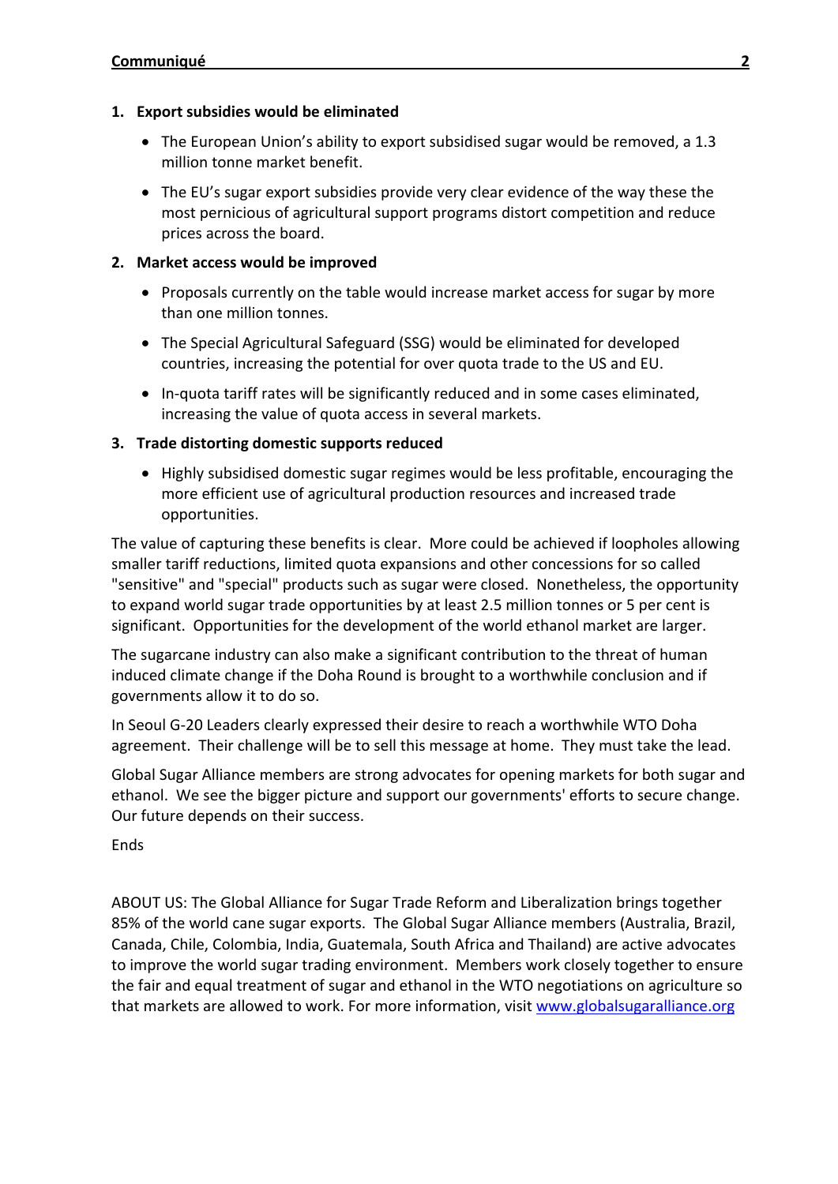1. **Export subsidies would be eliminated**

   - The European Union's ability to export subsidised sugar would be removed, a 1.3 million tonne market benefit.
   - The EU's sugar export subsidies provide very clear evidence of the way these the most pernicious of agricultural support programs distort competition and reduce prices across the board.

2. **Market access would be improved**

   - Proposals currently on the table would increase market access for sugar by more than one million tonnes.
   - The Special Agricultural Safeguard (SSG) would be eliminated for developed countries, increasing the potential for over quota trade to the US and EU.
   - In-quota tariff rates will be significantly reduced and in some cases eliminated, increasing the value of quota access in several markets.

3. **Trade distorting domestic supports reduced**

   - Highly subsidised domestic sugar regimes would be less profitable, encouraging the more efficient use of agricultural production resources and increased trade opportunities.

The value of capturing these benefits is clear. More could be achieved if loopholes allowing smaller tariff reductions, limited quota expansions and other concessions for so called "sensitive" and "special" products such as sugar were closed. Nonetheless, the opportunity to expand world sugar trade opportunities by at least 2.5 million tonnes or 5 per cent is significant. Opportunities for the development of the world ethanol market are larger.

The sugarcane industry can also make a significant contribution to the threat of human induced climate change if the Doha Round is brought to a worthwhile conclusion and if governments allow it to do so.

In Seoul G-20 Leaders clearly expressed their desire to reach a worthwhile WTO Doha agreement. Their challenge will be to sell this message at home. They must take the lead.

Global Sugar Alliance members are strong advocates for opening markets for both sugar and ethanol. We see the bigger picture and support our governments' efforts to secure change. Our future depends on their success.

Ends

ABOUT US: The Global Alliance for Sugar Trade Reform and Liberalization brings together 85% of the world cane sugar exports. The Global Sugar Alliance members (Australia, Brazil, Canada, Chile, Colombia, India, Guatemala, South Africa and Thailand) are active advocates to improve the world sugar trading environment. Members work closely together to ensure the fair and equal treatment of sugar and ethanol in the WTO negotiations on agriculture so that markets are allowed to work. For more information, visit www.globalsugaralliance.org